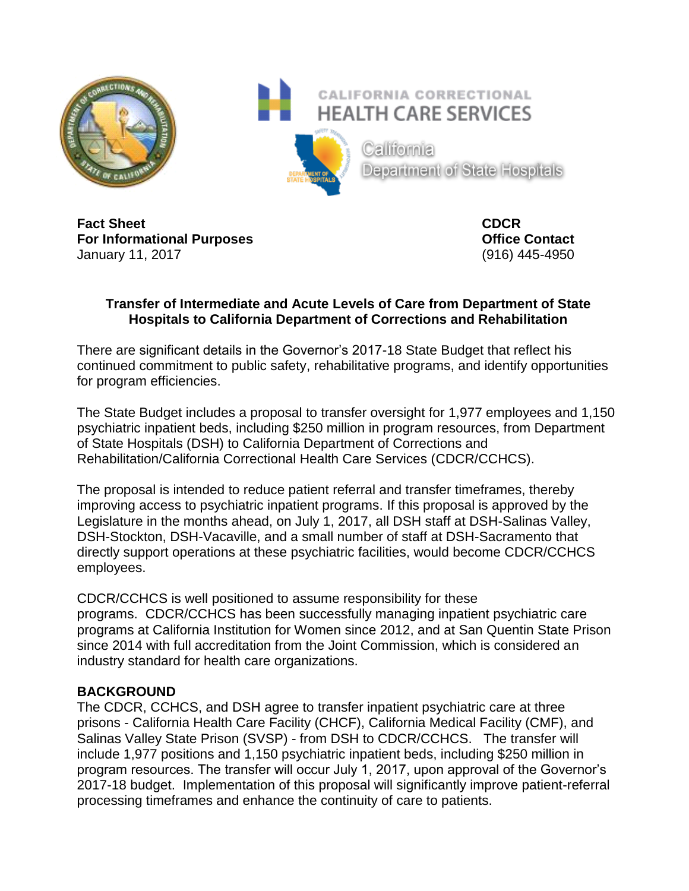CALIFORNIA CORRECTIONAL HEALTH CARE SERVICES

California Department of State Hospitals

**Fact Sheet**
**For Informational Purposes**
January 11, 2017

**CDCR**
**Office Contact**
(916) 445-4950

## Transfer of Intermediate and Acute Levels of Care from Department of State Hospitals to California Department of Corrections and Rehabilitation

There are significant details in the Governor's 2017-18 State Budget that reflect his continued commitment to public safety, rehabilitative programs, and identify opportunities for program efficiencies.

The State Budget includes a proposal to transfer oversight for 1,977 employees and 1,150 psychiatric inpatient beds, including $250 million in program resources, from Department of State Hospitals (DSH) to California Department of Corrections and Rehabilitation/California Correctional Health Care Services (CDCR/CCHCS).

The proposal is intended to reduce patient referral and transfer timeframes, thereby improving access to psychiatric inpatient programs. If this proposal is approved by the Legislature in the months ahead, on July 1, 2017, all DSH staff at DSH-Salinas Valley, DSH-Stockton, DSH-Vacaville, and a small number of staff at DSH-Sacramento that directly support operations at these psychiatric facilities, would become CDCR/CCHCS employees.

CDCR/CCHCS is well positioned to assume responsibility for these programs. CDCR/CCHCS has been successfully managing inpatient psychiatric care programs at California Institution for Women since 2012, and at San Quentin State Prison since 2014 with full accreditation from the Joint Commission, which is considered an industry standard for health care organizations.

### BACKGROUND

The CDCR, CCHCS, and DSH agree to transfer inpatient psychiatric care at three prisons - California Health Care Facility (CHCF), California Medical Facility (CMF), and Salinas Valley State Prison (SVSP) - from DSH to CDCR/CCHCS. The transfer will include 1,977 positions and 1,150 psychiatric inpatient beds, including $250 million in program resources. The transfer will occur July 1, 2017, upon approval of the Governor's 2017-18 budget. Implementation of this proposal will significantly improve patient-referral processing timeframes and enhance the continuity of care to patients.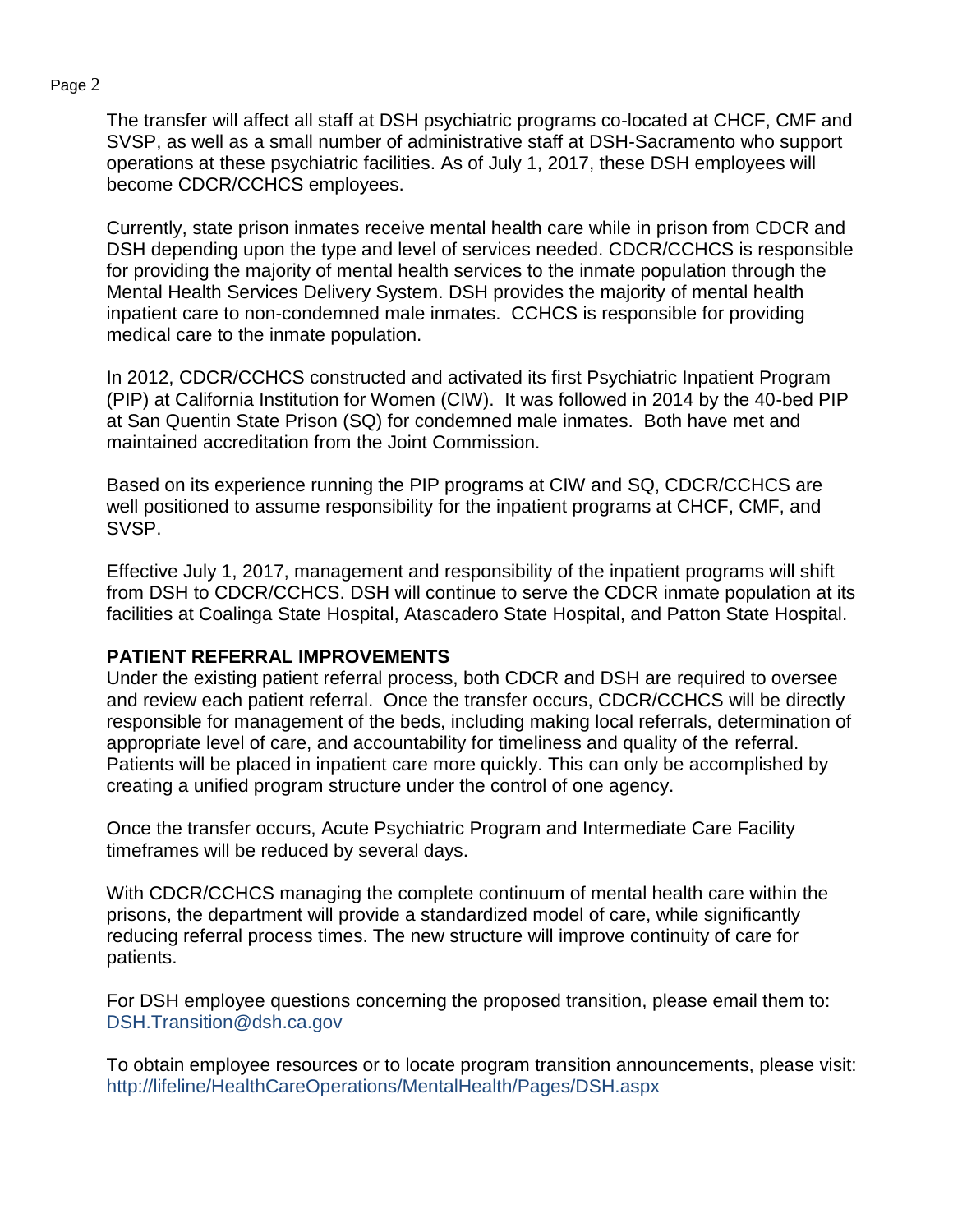The transfer will affect all staff at DSH psychiatric programs co-located at CHCF, CMF and SVSP, as well as a small number of administrative staff at DSH-Sacramento who support operations at these psychiatric facilities. As of July 1, 2017, these DSH employees will become CDCR/CCHCS employees.

Currently, state prison inmates receive mental health care while in prison from CDCR and DSH depending upon the type and level of services needed. CDCR/CCHCS is responsible for providing the majority of mental health services to the inmate population through the Mental Health Services Delivery System. DSH provides the majority of mental health inpatient care to non-condemned male inmates. CCHCS is responsible for providing medical care to the inmate population.

In 2012, CDCR/CCHCS constructed and activated its first Psychiatric Inpatient Program (PIP) at California Institution for Women (CIW). It was followed in 2014 by the 40-bed PIP at San Quentin State Prison (SQ) for condemned male inmates. Both have met and maintained accreditation from the Joint Commission.

Based on its experience running the PIP programs at CIW and SQ, CDCR/CCHCS are well positioned to assume responsibility for the inpatient programs at CHCF, CMF, and SVSP.

Effective July 1, 2017, management and responsibility of the inpatient programs will shift from DSH to CDCR/CCHCS. DSH will continue to serve the CDCR inmate population at its facilities at Coalinga State Hospital, Atascadero State Hospital, and Patton State Hospital.

**PATIENT REFERRAL IMPROVEMENTS**

Under the existing patient referral process, both CDCR and DSH are required to oversee and review each patient referral. Once the transfer occurs, CDCR/CCHCS will be directly responsible for management of the beds, including making local referrals, determination of appropriate level of care, and accountability for timeliness and quality of the referral. Patients will be placed in inpatient care more quickly. This can only be accomplished by creating a unified program structure under the control of one agency.

Once the transfer occurs, Acute Psychiatric Program and Intermediate Care Facility timeframes will be reduced by several days.

With CDCR/CCHCS managing the complete continuum of mental health care within the prisons, the department will provide a standardized model of care, while significantly reducing referral process times. The new structure will improve continuity of care for patients.

For DSH employee questions concerning the proposed transition, please email them to: DSH.Transition@dsh.ca.gov

To obtain employee resources or to locate program transition announcements, please visit: http://lifeline/HealthCareOperations/MentalHealth/Pages/DSH.aspx